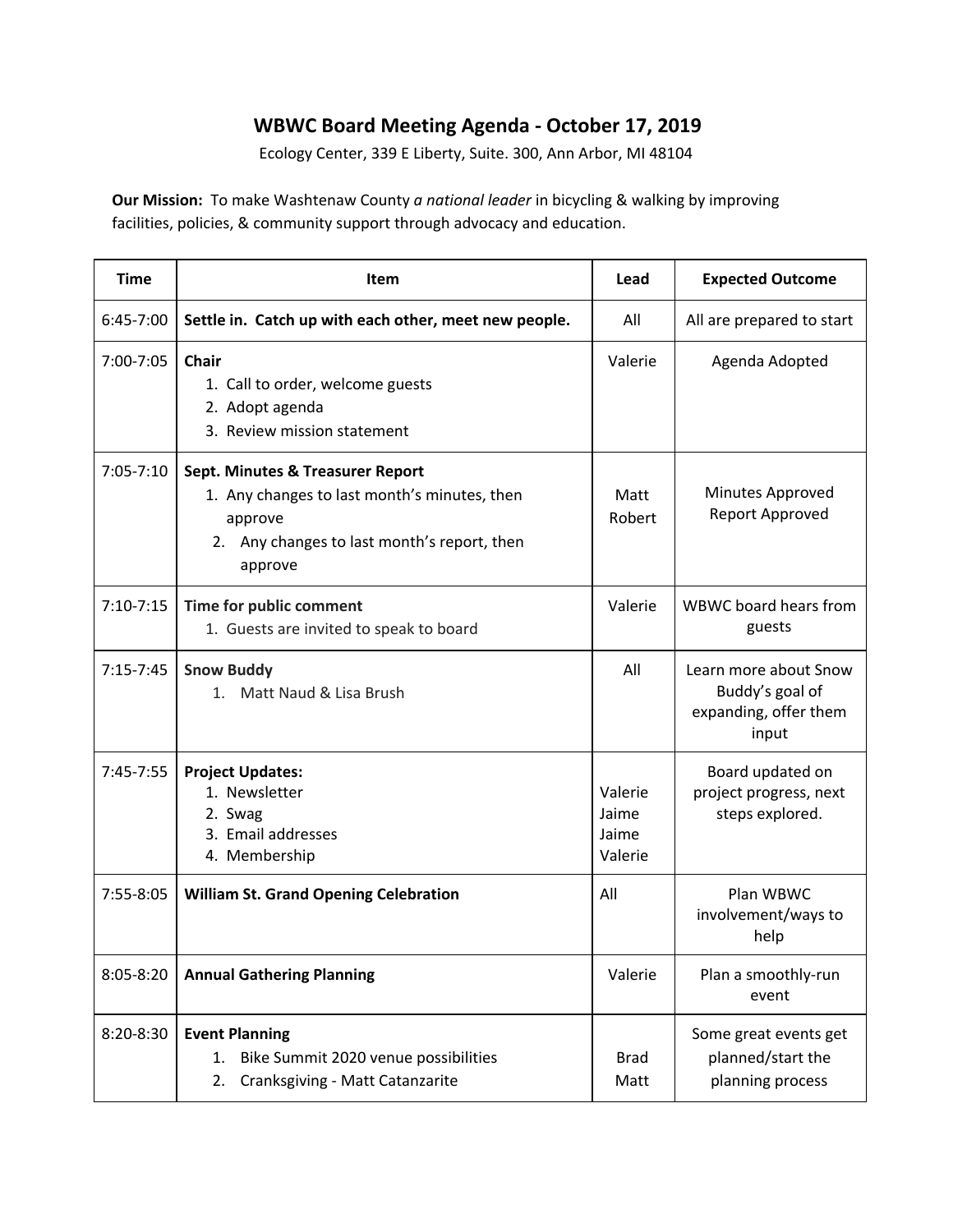# WBWC Board Meeting Agenda - October 17, 2019

Ecology Center, 339 E Liberty, Suite. 300, Ann Arbor, MI 48104

**Our Mission:** To make Washtenaw County *a national leader* in bicycling & walking by improving facilities, policies, & community support through advocacy and education.

| Time | Item | Lead | Expected Outcome |
|---|---|---|---|
| 6:45-7:00 | **Settle in. Catch up with each other, meet new people.** | All | All are prepared to start |
| 7:00-7:05 | **Chair**<br>1. Call to order, welcome guests<br>2. Adopt agenda<br>3. Review mission statement | Valerie | Agenda Adopted |
| 7:05-7:10 | **Sept. Minutes & Treasurer Report**<br>1. Any changes to last month's minutes, then approve<br>2. Any changes to last month's report, then approve | Matt<br>Robert | Minutes Approved<br>Report Approved |
| 7:10-7:15 | **Time for public comment**<br>1. Guests are invited to speak to board | Valerie | WBWC board hears from guests |
| 7:15-7:45 | **Snow Buddy**<br>1. Matt Naud & Lisa Brush | All | Learn more about Snow Buddy's goal of expanding, offer them input |
| 7:45-7:55 | **Project Updates:**<br>1. Newsletter<br>2. Swag<br>3. Email addresses<br>4. Membership | Valerie<br>Jaime<br>Jaime<br>Valerie | Board updated on project progress, next steps explored. |
| 7:55-8:05 | **William St. Grand Opening Celebration** | All | Plan WBWC involvement/ways to help |
| 8:05-8:20 | **Annual Gathering Planning** | Valerie | Plan a smoothly-run event |
| 8:20-8:30 | **Event Planning**<br>1. Bike Summit 2020 venue possibilities<br>2. Cranksgiving - Matt Catanzarite | Brad<br>Matt | Some great events get planned/start the planning process |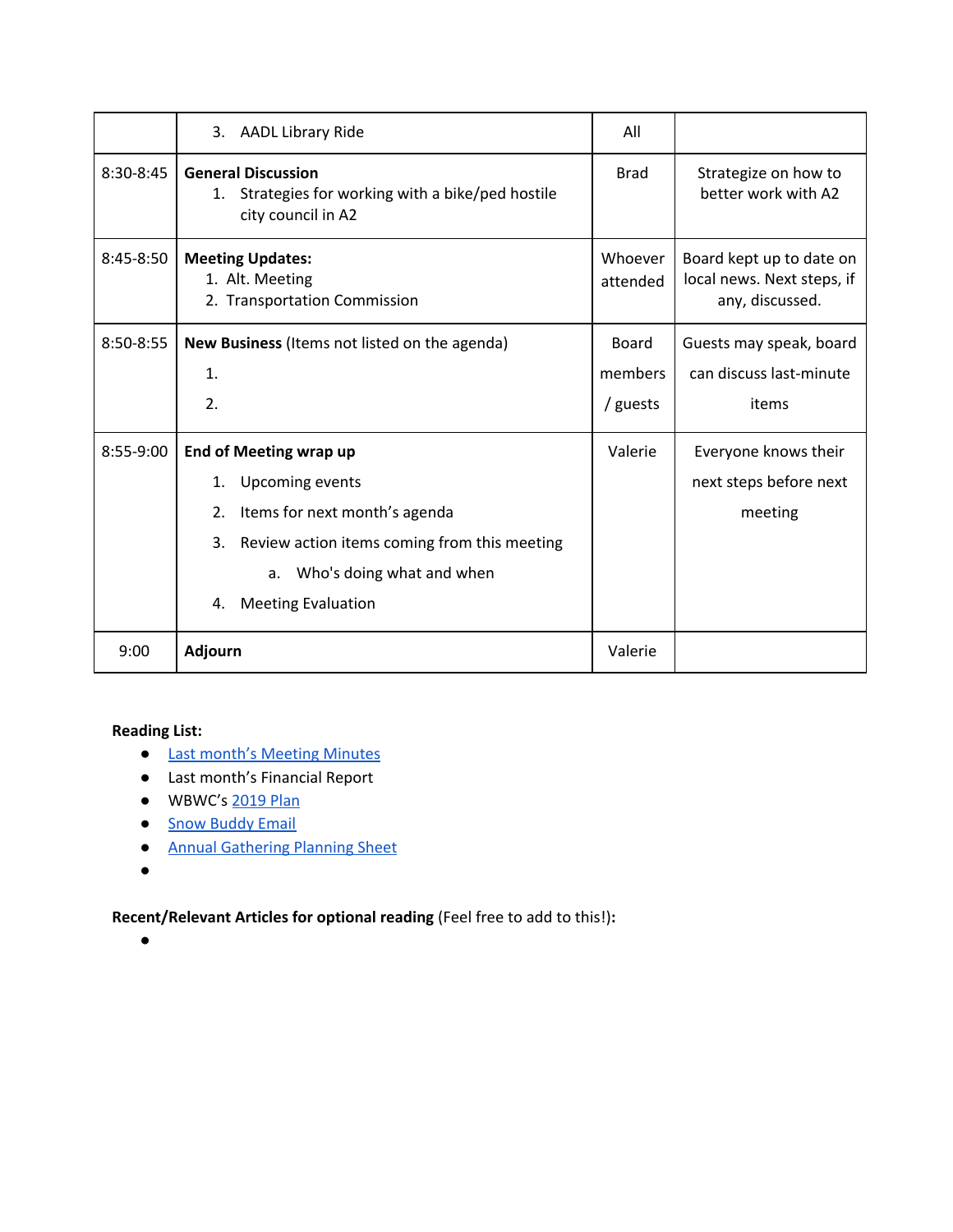| | | | |
|---|---|---|---|
| | 3. AADL Library Ride | All | |
| 8:30-8:45 | **General Discussion**<br>1. Strategies for working with a bike/ped hostile city council in A2 | Brad | Strategize on how to better work with A2 |
| 8:45-8:50 | **Meeting Updates:**<br>1. Alt. Meeting<br>2. Transportation Commission | Whoever attended | Board kept up to date on local news. Next steps, if any, discussed. |
| 8:50-8:55 | **New Business** (Items not listed on the agenda)<br>1.<br>2. | Board members / guests | Guests may speak, board can discuss last-minute items |
| 8:55-9:00 | **End of Meeting wrap up**<br>1. Upcoming events<br>2. Items for next month's agenda<br>3. Review action items coming from this meeting<br>a. Who's doing what and when<br>4. Meeting Evaluation | Valerie | Everyone knows their next steps before next meeting |
| 9:00 | **Adjourn** | Valerie | |

**Reading List:**

- Last month's Meeting Minutes
- Last month's Financial Report
- WBWC's 2019 Plan
- Snow Buddy Email
- Annual Gathering Planning Sheet
- 

**Recent/Relevant Articles for optional reading** (Feel free to add to this!)**:**

-